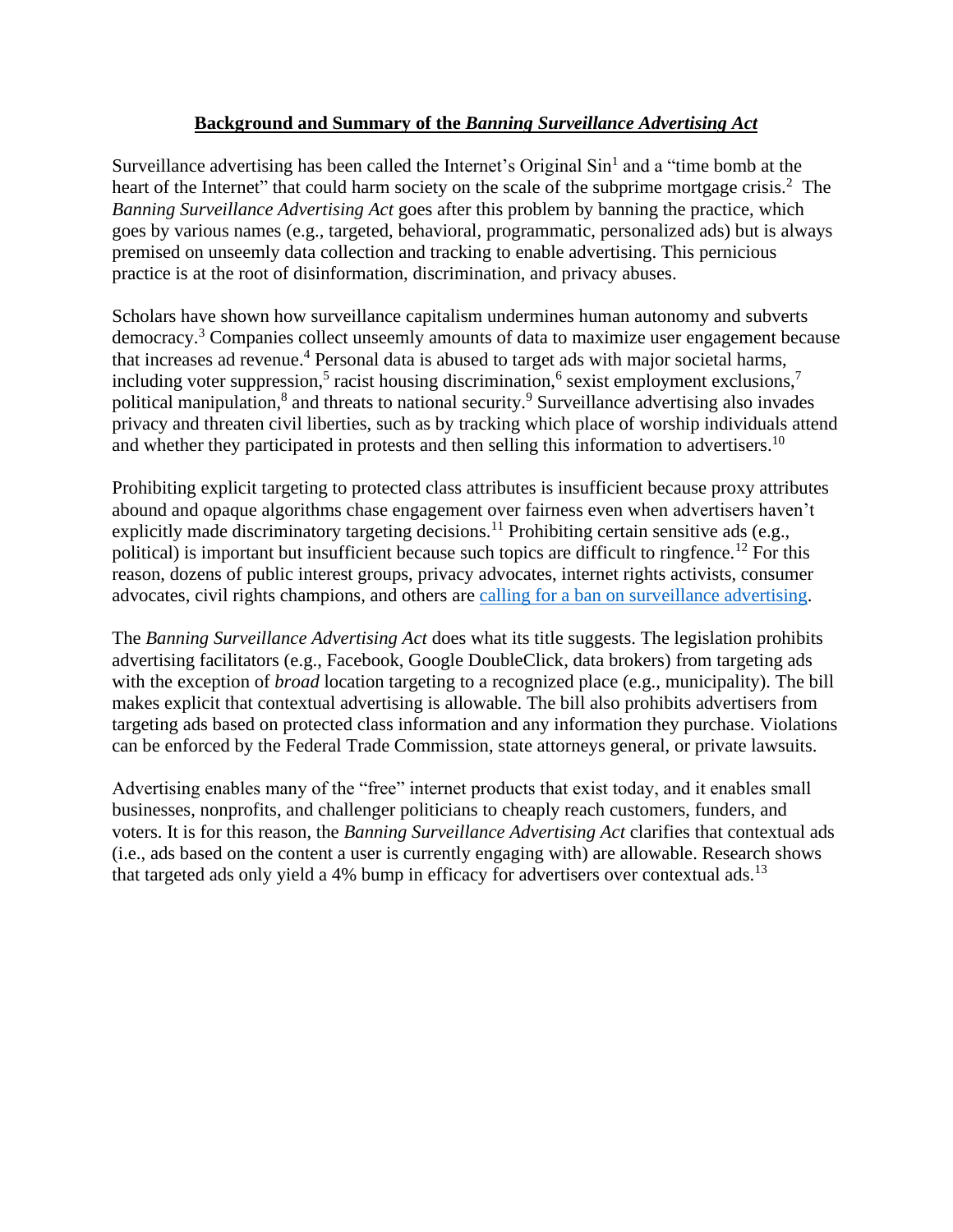# **Background and Summary of the *Banning Surveillance Advertising Act***

Surveillance advertising has been called the Internet's Original Sin[1] and a "time bomb at the heart of the Internet" that could harm society on the scale of the subprime mortgage crisis.[2] The *Banning Surveillance Advertising Act* goes after this problem by banning the practice, which goes by various names (e.g., targeted, behavioral, programmatic, personalized ads) but is always premised on unseemly data collection and tracking to enable advertising. This pernicious practice is at the root of disinformation, discrimination, and privacy abuses.

Scholars have shown how surveillance capitalism undermines human autonomy and subverts democracy.[3] Companies collect unseemly amounts of data to maximize user engagement because that increases ad revenue.[4] Personal data is abused to target ads with major societal harms, including voter suppression,[5] racist housing discrimination,[6] sexist employment exclusions,[7] political manipulation,[8] and threats to national security.[9] Surveillance advertising also invades privacy and threaten civil liberties, such as by tracking which place of worship individuals attend and whether they participated in protests and then selling this information to advertisers.[10]

Prohibiting explicit targeting to protected class attributes is insufficient because proxy attributes abound and opaque algorithms chase engagement over fairness even when advertisers haven't explicitly made discriminatory targeting decisions.[11] Prohibiting certain sensitive ads (e.g., political) is important but insufficient because such topics are difficult to ringfence.[12] For this reason, dozens of public interest groups, privacy advocates, internet rights activists, consumer advocates, civil rights champions, and others are calling for a ban on surveillance advertising.

The *Banning Surveillance Advertising Act* does what its title suggests. The legislation prohibits advertising facilitators (e.g., Facebook, Google DoubleClick, data brokers) from targeting ads with the exception of *broad* location targeting to a recognized place (e.g., municipality). The bill makes explicit that contextual advertising is allowable. The bill also prohibits advertisers from targeting ads based on protected class information and any information they purchase. Violations can be enforced by the Federal Trade Commission, state attorneys general, or private lawsuits.

Advertising enables many of the "free" internet products that exist today, and it enables small businesses, nonprofits, and challenger politicians to cheaply reach customers, funders, and voters. It is for this reason, the *Banning Surveillance Advertising Act* clarifies that contextual ads (i.e., ads based on the content a user is currently engaging with) are allowable. Research shows that targeted ads only yield a 4% bump in efficacy for advertisers over contextual ads.[13]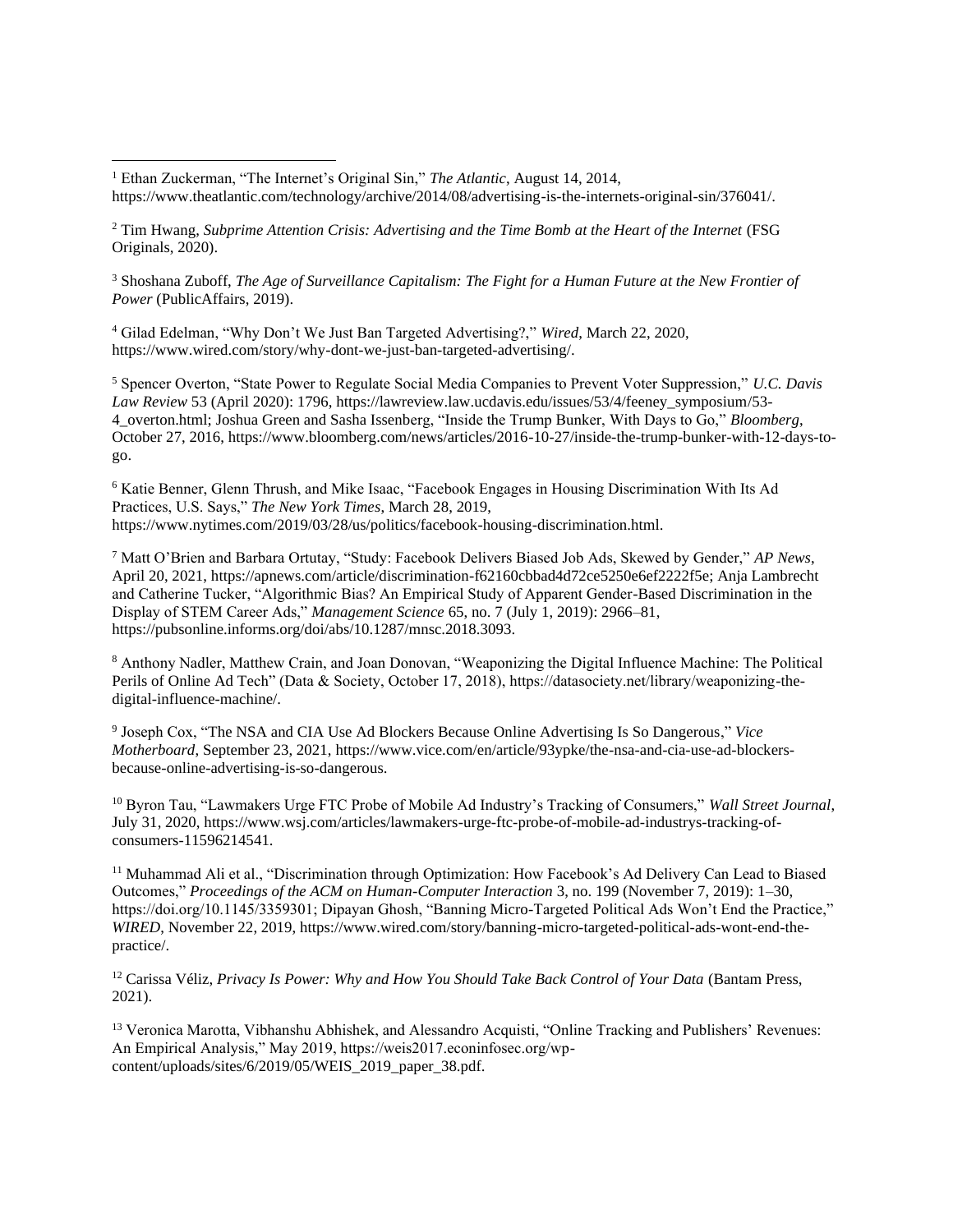[1] Ethan Zuckerman, "The Internet's Original Sin," *The Atlantic*, August 14, 2014, https://www.theatlantic.com/technology/archive/2014/08/advertising-is-the-internets-original-sin/376041/.

[2] Tim Hwang, *Subprime Attention Crisis: Advertising and the Time Bomb at the Heart of the Internet* (FSG Originals, 2020).

[3] Shoshana Zuboff, *The Age of Surveillance Capitalism: The Fight for a Human Future at the New Frontier of Power* (PublicAffairs, 2019).

[4] Gilad Edelman, "Why Don't We Just Ban Targeted Advertising?," *Wired*, March 22, 2020, https://www.wired.com/story/why-dont-we-just-ban-targeted-advertising/.

[5] Spencer Overton, "State Power to Regulate Social Media Companies to Prevent Voter Suppression," *U.C. Davis Law Review* 53 (April 2020): 1796, https://lawreview.law.ucdavis.edu/issues/53/4/feeney_symposium/53-4_overton.html; Joshua Green and Sasha Issenberg, "Inside the Trump Bunker, With Days to Go," *Bloomberg*, October 27, 2016, https://www.bloomberg.com/news/articles/2016-10-27/inside-the-trump-bunker-with-12-days-to-go.

[6] Katie Benner, Glenn Thrush, and Mike Isaac, "Facebook Engages in Housing Discrimination With Its Ad Practices, U.S. Says," *The New York Times*, March 28, 2019, https://www.nytimes.com/2019/03/28/us/politics/facebook-housing-discrimination.html.

[7] Matt O'Brien and Barbara Ortutay, "Study: Facebook Delivers Biased Job Ads, Skewed by Gender," *AP News*, April 20, 2021, https://apnews.com/article/discrimination-f62160cbbad4d72ce5250e6ef2222f5e; Anja Lambrecht and Catherine Tucker, "Algorithmic Bias? An Empirical Study of Apparent Gender-Based Discrimination in the Display of STEM Career Ads," *Management Science* 65, no. 7 (July 1, 2019): 2966–81, https://pubsonline.informs.org/doi/abs/10.1287/mnsc.2018.3093.

[8] Anthony Nadler, Matthew Crain, and Joan Donovan, "Weaponizing the Digital Influence Machine: The Political Perils of Online Ad Tech" (Data & Society, October 17, 2018), https://datasociety.net/library/weaponizing-the-digital-influence-machine/.

[9] Joseph Cox, "The NSA and CIA Use Ad Blockers Because Online Advertising Is So Dangerous," *Vice Motherboard*, September 23, 2021, https://www.vice.com/en/article/93ypke/the-nsa-and-cia-use-ad-blockers-because-online-advertising-is-so-dangerous.

[10] Byron Tau, "Lawmakers Urge FTC Probe of Mobile Ad Industry's Tracking of Consumers," *Wall Street Journal*, July 31, 2020, https://www.wsj.com/articles/lawmakers-urge-ftc-probe-of-mobile-ad-industrys-tracking-of-consumers-11596214541.

[11] Muhammad Ali et al., "Discrimination through Optimization: How Facebook's Ad Delivery Can Lead to Biased Outcomes," *Proceedings of the ACM on Human-Computer Interaction* 3, no. 199 (November 7, 2019): 1–30, https://doi.org/10.1145/3359301; Dipayan Ghosh, "Banning Micro-Targeted Political Ads Won't End the Practice," *WIRED*, November 22, 2019, https://www.wired.com/story/banning-micro-targeted-political-ads-wont-end-the-practice/.

[12] Carissa Véliz, *Privacy Is Power: Why and How You Should Take Back Control of Your Data* (Bantam Press, 2021).

[13] Veronica Marotta, Vibhanshu Abhishek, and Alessandro Acquisti, "Online Tracking and Publishers' Revenues: An Empirical Analysis," May 2019, https://weis2017.econinfosec.org/wp-content/uploads/sites/6/2019/05/WEIS_2019_paper_38.pdf.